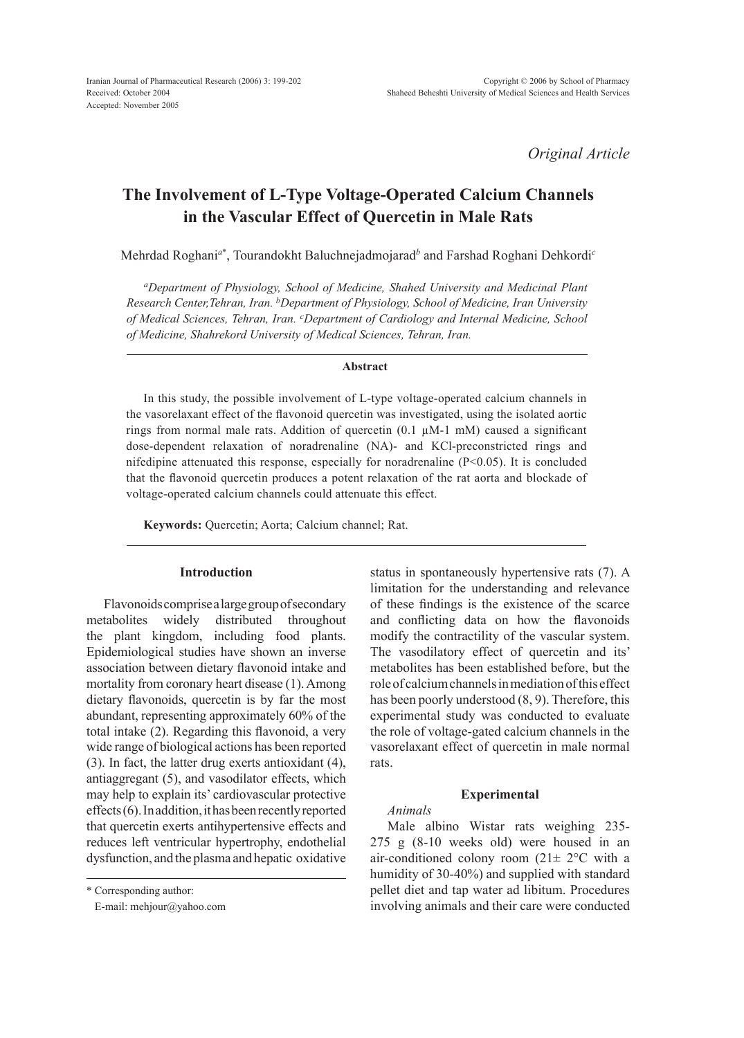*Original Article*

# The Involvement of L-Type Voltage-Operated Calcium Channels in the Vascular Effect of Quercetin in Male Rats

Mehrdad Roghani[a*], Tourandokht Baluchnejadmojarad[b] and Farshad Roghani Dehkordi[c]

[a]*Department of Physiology, School of Medicine, Shahed University and Medicinal Plant Research Center,Tehran, Iran.* [b]*Department of Physiology, School of Medicine, Iran University of Medical Sciences, Tehran, Iran.* [c]*Department of Cardiology and Internal Medicine, School of Medicine, Shahrekord University of Medical Sciences, Tehran, Iran.*

### Abstract

In this study, the possible involvement of L-type voltage-operated calcium channels in the vasorelaxant effect of the flavonoid quercetin was investigated, using the isolated aortic rings from normal male rats. Addition of quercetin (0.1 μM-1 mM) caused a significant dose-dependent relaxation of noradrenaline (NA)- and KCl-preconstricted rings and nifedipine attenuated this response, especially for noradrenaline ($P<0.05$). It is concluded that the flavonoid quercetin produces a potent relaxation of the rat aorta and blockade of voltage-operated calcium channels could attenuate this effect.

**Keywords:** Quercetin; Aorta; Calcium channel; Rat.

## Introduction

Flavonoids comprise a large group of secondary metabolites widely distributed throughout the plant kingdom, including food plants. Epidemiological studies have shown an inverse association between dietary flavonoid intake and mortality from coronary heart disease (1). Among dietary flavonoids, quercetin is by far the most abundant, representing approximately 60% of the total intake (2). Regarding this flavonoid, a very wide range of biological actions has been reported (3). In fact, the latter drug exerts antioxidant (4), antiaggregant (5), and vasodilator effects, which may help to explain its' cardiovascular protective effects (6). In addition, it has been recently reported that quercetin exerts antihypertensive effects and reduces left ventricular hypertrophy, endothelial dysfunction, and the plasma and hepatic oxidative status in spontaneously hypertensive rats (7). A limitation for the understanding and relevance of these findings is the existence of the scarce and conflicting data on how the flavonoids modify the contractility of the vascular system. The vasodilatory effect of quercetin and its' metabolites has been established before, but the role of calcium channels in mediation of this effect has been poorly understood (8, 9). Therefore, this experimental study was conducted to evaluate the role of voltage-gated calcium channels in the vasorelaxant effect of quercetin in male normal rats.

## Experimental

*Animals*

Male albino Wistar rats weighing 235-275 g (8-10 weeks old) were housed in an air-conditioned colony room (21± 2°C with a humidity of 30-40%) and supplied with standard pellet diet and tap water ad libitum. Procedures involving animals and their care were conducted

\* Corresponding author:
E-mail: mehjour@yahoo.com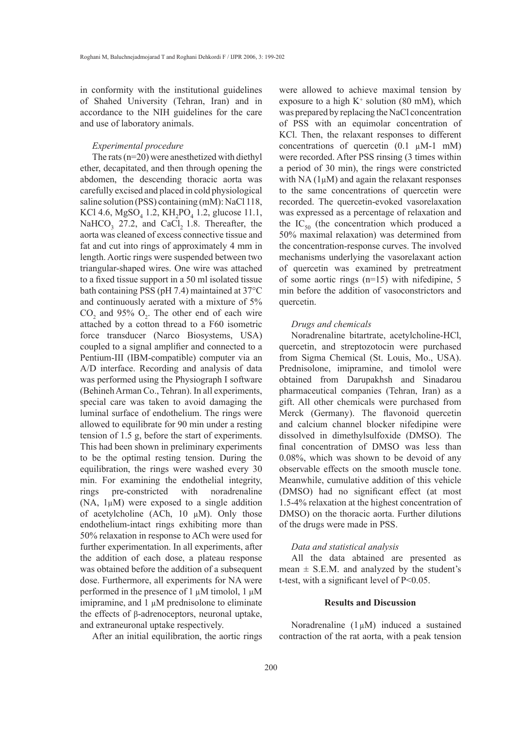in conformity with the institutional guidelines of Shahed University (Tehran, Iran) and in accordance to the NIH guidelines for the care and use of laboratory animals.

### *Experimental procedure*

The rats (n=20) were anesthetized with diethyl ether, decapitated, and then through opening the abdomen, the descending thoracic aorta was carefully excised and placed in cold physiological saline solution (PSS) containing (mM): NaCl 118, KCl 4.6, $MgSO_4$ 1.2, $KH_2PO_4$ 1.2, glucose 11.1, $NaHCO_3$ 27.2, and $CaCl_2$ 1.8. Thereafter, the aorta was cleaned of excess connective tissue and fat and cut into rings of approximately 4 mm in length. Aortic rings were suspended between two triangular-shaped wires. One wire was attached to a fixed tissue support in a 50 ml isolated tissue bath containing PSS (pH 7.4) maintained at 37°C and continuously aerated with a mixture of 5% $CO_2$ and 95% $O_2$. The other end of each wire attached by a cotton thread to a F60 isometric force transducer (Narco Biosystems, USA) coupled to a signal amplifier and connected to a Pentium-III (IBM-compatible) computer via an A/D interface. Recording and analysis of data was performed using the Physiograph I software (Behineh Arman Co., Tehran). In all experiments, special care was taken to avoid damaging the luminal surface of endothelium. The rings were allowed to equilibrate for 90 min under a resting tension of 1.5 g, before the start of experiments. This had been shown in preliminary experiments to be the optimal resting tension. During the equilibration, the rings were washed every 30 min. For examining the endothelial integrity, rings pre-constricted with noradrenaline (NA, 1μM) were exposed to a single addition of acetylcholine (ACh, 10 μM). Only those endothelium-intact rings exhibiting more than 50% relaxation in response to ACh were used for further experimentation. In all experiments, after the addition of each dose, a plateau response was obtained before the addition of a subsequent dose. Furthermore, all experiments for NA were performed in the presence of 1 μM timolol, 1 μM imipramine, and 1 μM prednisolone to eliminate the effects of β-adrenoceptors, neuronal uptake, and extraneuronal uptake respectively.

After an initial equilibration, the aortic rings were allowed to achieve maximal tension by exposure to a high $K^+$ solution (80 mM), which was prepared by replacing the NaCl concentration of PSS with an equimolar concentration of KCl. Then, the relaxant responses to different concentrations of quercetin (0.1 μM-1 mM) were recorded. After PSS rinsing (3 times within a period of 30 min), the rings were constricted with NA (1μM) and again the relaxant responses to the same concentrations of quercetin were recorded. The quercetin-evoked vasorelaxation was expressed as a percentage of relaxation and the $IC_{50}$ (the concentration which produced a 50% maximal relaxation) was determined from the concentration-response curves. The involved mechanisms underlying the vasorelaxant action of quercetin was examined by pretreatment of some aortic rings (n=15) with nifedipine, 5 min before the addition of vasoconstrictors and quercetin.

### *Drugs and chemicals*

Noradrenaline bitartrate, acetylcholine-HCl, quercetin, and streptozotocin were purchased from Sigma Chemical (St. Louis, Mo., USA). Prednisolone, imipramine, and timolol were obtained from Darupakhsh and Sinadarou pharmaceutical companies (Tehran, Iran) as a gift. All other chemicals were purchased from Merck (Germany). The flavonoid quercetin and calcium channel blocker nifedipine were dissolved in dimethylsulfoxide (DMSO). The final concentration of DMSO was less than 0.08%, which was shown to be devoid of any observable effects on the smooth muscle tone. Meanwhile, cumulative addition of this vehicle (DMSO) had no significant effect (at most 1.5-4% relaxation at the highest concentration of DMSO) on the thoracic aorta. Further dilutions of the drugs were made in PSS.

### *Data and statistical analysis*

All the data abtained are presented as mean ± S.E.M. and analyzed by the student's t-test, with a significant level of $P<0.05$.

## Results and Discussion

Noradrenaline (1 μM) induced a sustained contraction of the rat aorta, with a peak tension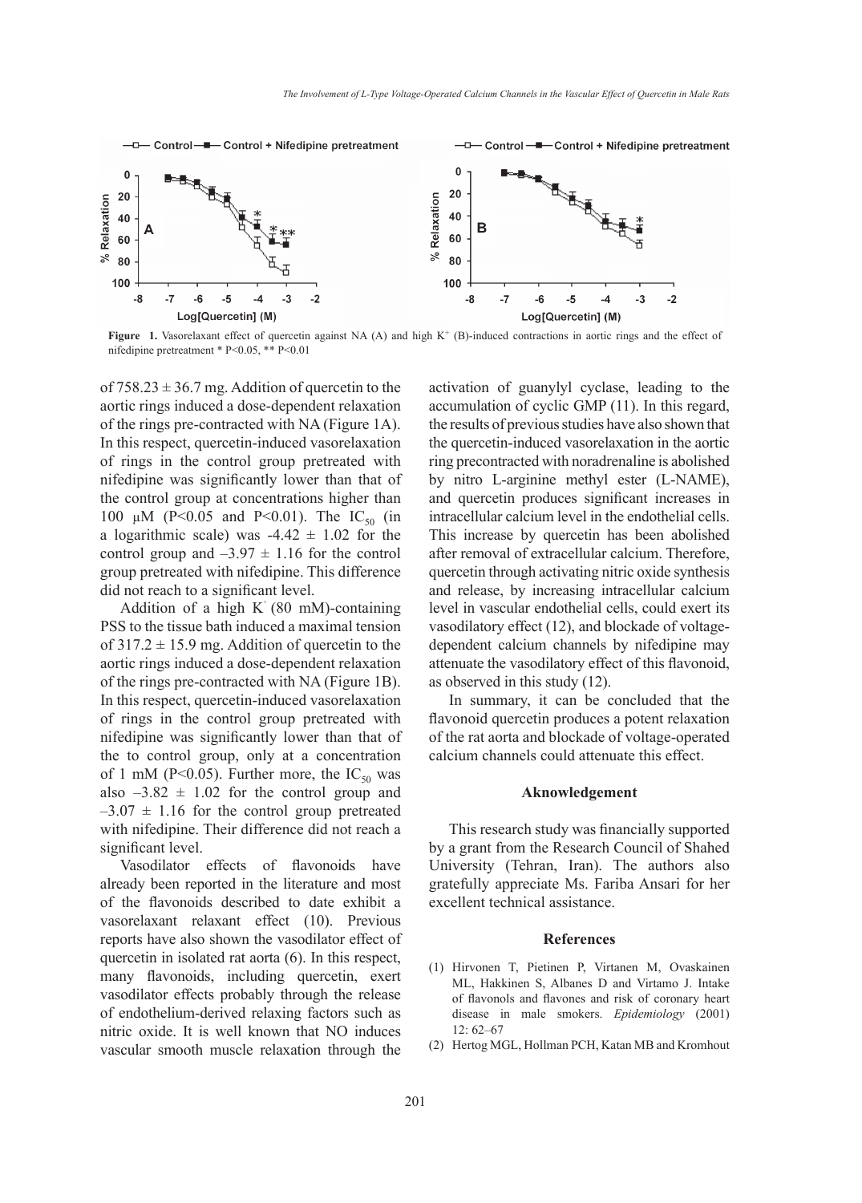Figure 1. Vasorelaxant effect of quercetin against NA (A) and high $K^+$ (B)-induced contractions in aortic rings and the effect of nifedipine pretreatment * P<0.05, ** P<0.01

of $758.23 \pm 36.7$ mg. Addition of quercetin to the aortic rings induced a dose-dependent relaxation of the rings pre-contracted with NA (Figure 1A). In this respect, quercetin-induced vasorelaxation of rings in the control group pretreated with nifedipine was significantly lower than that of the control group at concentrations higher than 100 µM (P<0.05 and P<0.01). The $IC_{50}$ (in a logarithmic scale) was $-4.42 \pm 1.02$ for the control group and $-3.97 \pm 1.16$ for the control group pretreated with nifedipine. This difference did not reach to a significant level.

Addition of a high $K^+$ (80 mM)-containing PSS to the tissue bath induced a maximal tension of $317.2 \pm 15.9$ mg. Addition of quercetin to the aortic rings induced a dose-dependent relaxation of the rings pre-contracted with NA (Figure 1B). In this respect, quercetin-induced vasorelaxation of rings in the control group pretreated with nifedipine was significantly lower than that of the to control group, only at a concentration of 1 mM (P<0.05). Further more, the $IC_{50}$ was also $-3.82 \pm 1.02$ for the control group and $-3.07 \pm 1.16$ for the control group pretreated with nifedipine. Their difference did not reach a significant level.

Vasodilator effects of flavonoids have already been reported in the literature and most of the flavonoids described to date exhibit a vasorelaxant relaxant effect (10). Previous reports have also shown the vasodilator effect of quercetin in isolated rat aorta (6). In this respect, many flavonoids, including quercetin, exert vasodilator effects probably through the release of endothelium-derived relaxing factors such as nitric oxide. It is well known that NO induces vascular smooth muscle relaxation through the activation of guanylyl cyclase, leading to the accumulation of cyclic GMP (11). In this regard, the results of previous studies have also shown that the quercetin-induced vasorelaxation in the aortic ring precontracted with noradrenaline is abolished by nitro L-arginine methyl ester (L-NAME), and quercetin produces significant increases in intracellular calcium level in the endothelial cells. This increase by quercetin has been abolished after removal of extracellular calcium. Therefore, quercetin through activating nitric oxide synthesis and release, by increasing intracellular calcium level in vascular endothelial cells, could exert its vasodilatory effect (12), and blockade of voltage-dependent calcium channels by nifedipine may attenuate the vasodilatory effect of this flavonoid, as observed in this study (12).

In summary, it can be concluded that the flavonoid quercetin produces a potent relaxation of the rat aorta and blockade of voltage-operated calcium channels could attenuate this effect.

## Aknowledgement

This research study was financially supported by a grant from the Research Council of Shahed University (Tehran, Iran). The authors also gratefully appreciate Ms. Fariba Ansari for her excellent technical assistance.

## References

(1) Hirvonen T, Pietinen P, Virtanen M, Ovaskainen ML, Hakkinen S, Albanes D and Virtamo J. Intake of flavonols and flavones and risk of coronary heart disease in male smokers. *Epidemiology* (2001) 12: 62–67

(2) Hertog MGL, Hollman PCH, Katan MB and Kromhout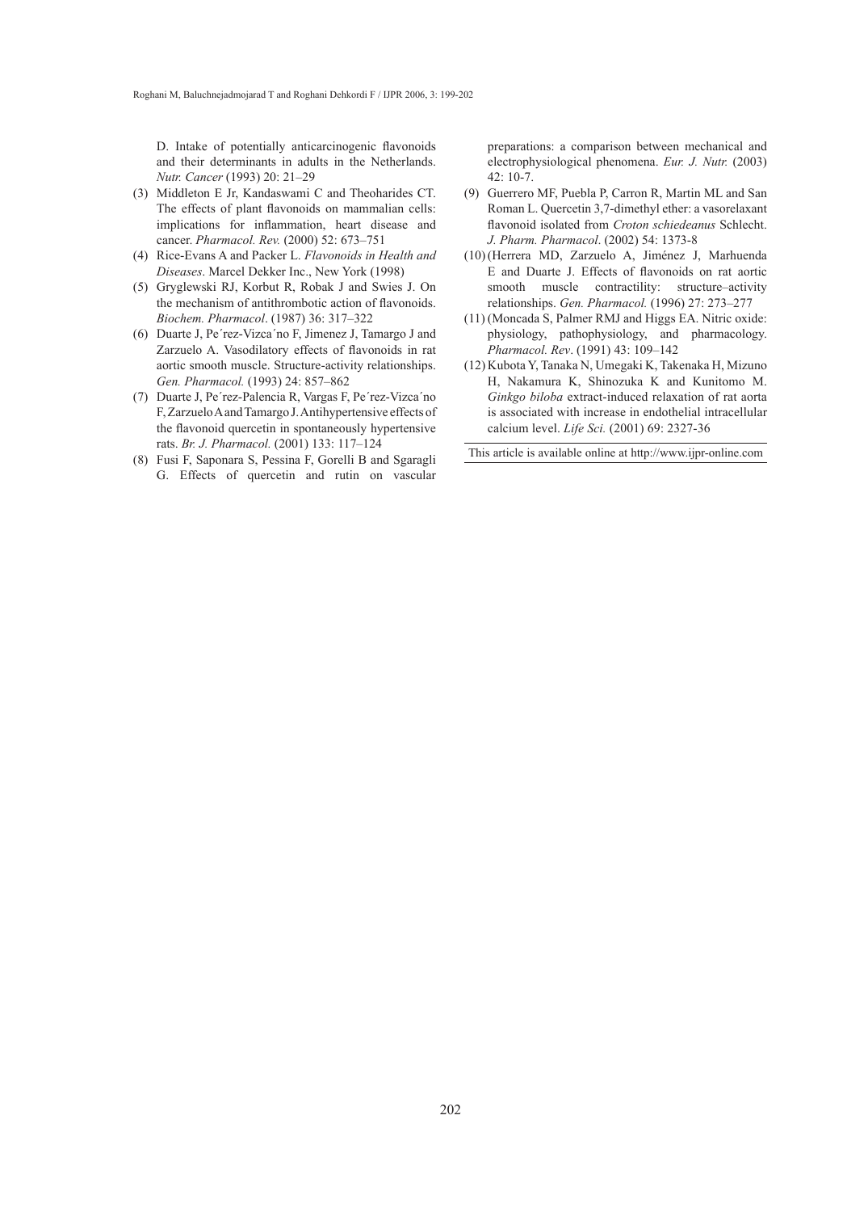D. Intake of potentially anticarcinogenic flavonoids and their determinants in adults in the Netherlands. *Nutr. Cancer* (1993) 20: 21–29

(3) Middleton E Jr, Kandaswami C and Theoharides CT. The effects of plant flavonoids on mammalian cells: implications for inflammation, heart disease and cancer. *Pharmacol. Rev.* (2000) 52: 673–751

(4) Rice-Evans A and Packer L. *Flavonoids in Health and Diseases*. Marcel Dekker Inc., New York (1998)

(5) Gryglewski RJ, Korbut R, Robak J and Swies J. On the mechanism of antithrombotic action of flavonoids. *Biochem. Pharmacol*. (1987) 36: 317–322

(6) Duarte J, Pe´rez-Vizca´no F, Jimenez J, Tamargo J and Zarzuelo A. Vasodilatory effects of flavonoids in rat aortic smooth muscle. Structure-activity relationships. *Gen. Pharmacol.* (1993) 24: 857–862

(7) Duarte J, Pe´rez-Palencia R, Vargas F, Pe´rez-Vizca´no F, Zarzuelo A and Tamargo J. Antihypertensive effects of the flavonoid quercetin in spontaneously hypertensive rats. *Br. J. Pharmacol.* (2001) 133: 117–124

(8) Fusi F, Saponara S, Pessina F, Gorelli B and Sgaragli G. Effects of quercetin and rutin on vascular preparations: a comparison between mechanical and electrophysiological phenomena. *Eur. J. Nutr.* (2003) 42: 10-7.

(9) Guerrero MF, Puebla P, Carron R, Martin ML and San Roman L. Quercetin 3,7-dimethyl ether: a vasorelaxant flavonoid isolated from *Croton schiedeanus* Schlecht. *J. Pharm. Pharmacol*. (2002) 54: 1373-8

(10) (Herrera MD, Zarzuelo A, Jiménez J, Marhuenda E and Duarte J. Effects of flavonoids on rat aortic smooth muscle contractility: structure–activity relationships. *Gen. Pharmacol.* (1996) 27: 273–277

(11) (Moncada S, Palmer RMJ and Higgs EA. Nitric oxide: physiology, pathophysiology, and pharmacology. *Pharmacol. Rev*. (1991) 43: 109–142

(12) Kubota Y, Tanaka N, Umegaki K, Takenaka H, Mizuno H, Nakamura K, Shinozuka K and Kunitomo M. *Ginkgo biloba* extract-induced relaxation of rat aorta is associated with increase in endothelial intracellular calcium level. *Life Sci.* (2001) 69: 2327-36

This article is available online at http://www.ijpr-online.com